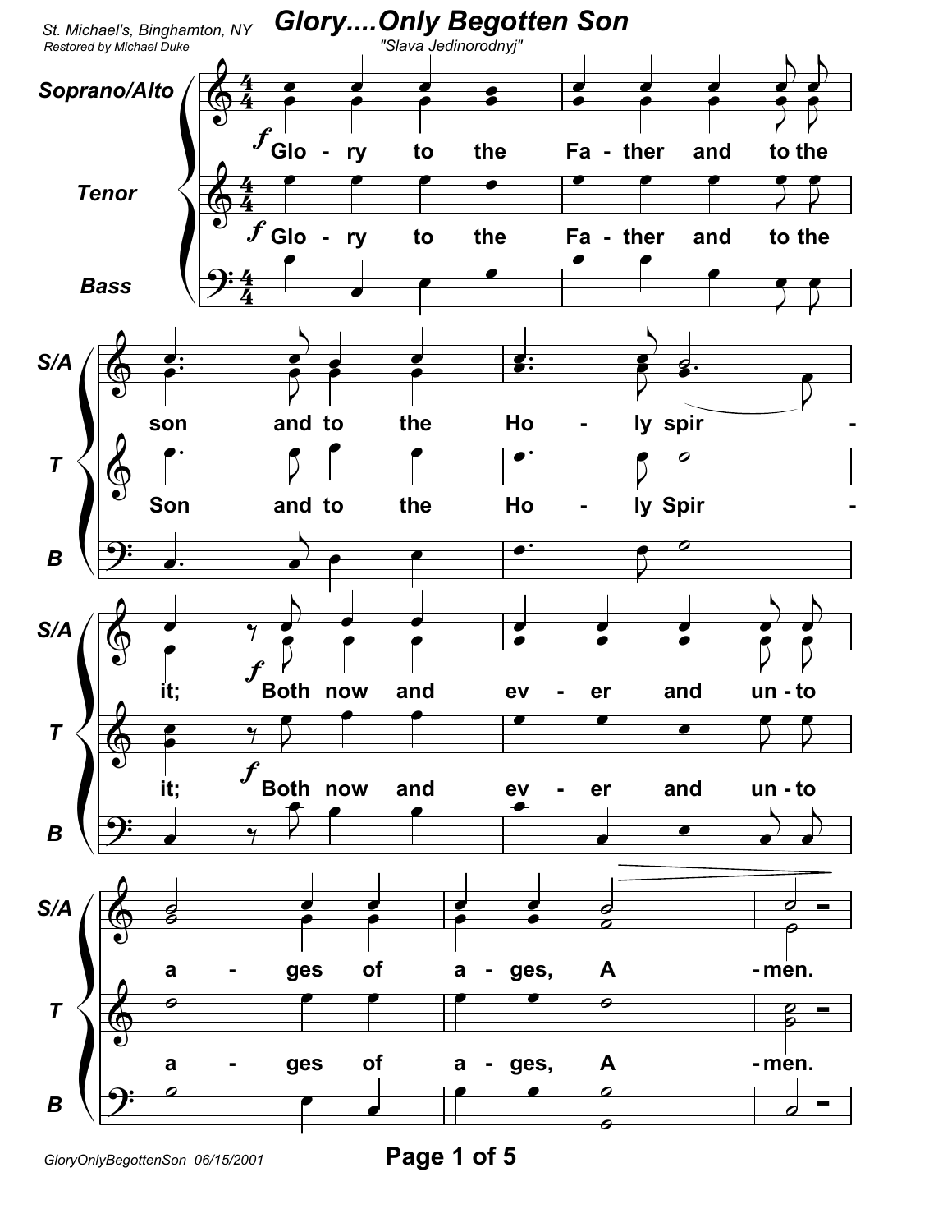# Glory....Only Begotten Son

St. Michael's, Binghamton, NY

Restored by Michael Duke

"Slava Jedinorodnyj"

Glory to the Father and to the Son and to the Holy Spirit; Both now and ever and unto ages of ages, Amen.

GloryOnlyBegottenSon 06/15/2001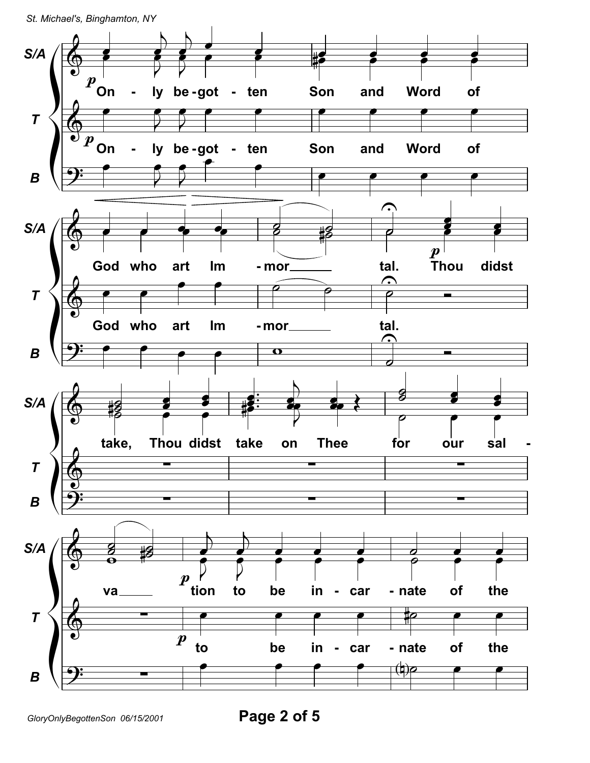S/A: On - ly be - got - ten Son and Word of God who art Im - mor - tal. Thou didst take, Thou didst take on Thee for our sal - va - tion to be in - car - nate of the

T: On - ly be - got - ten Son and Word of God who art Im - mor - tal. to be in - car - nate of the

B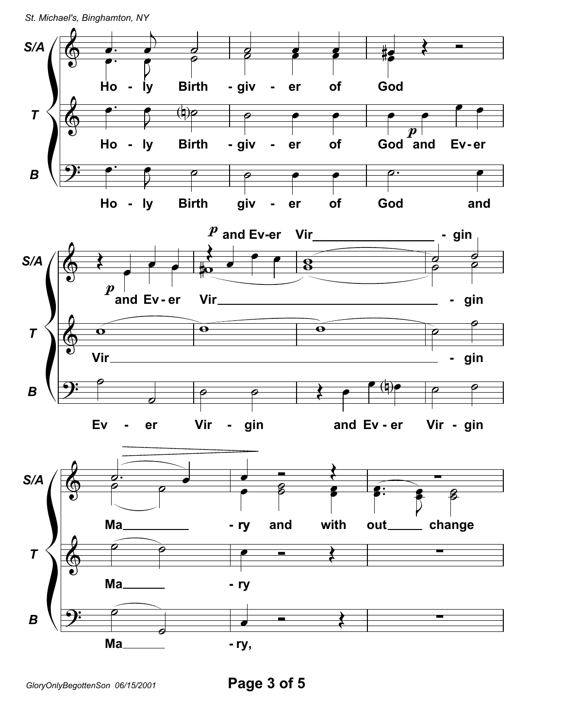**S/A**
Ho - ly Birth - giv - er of God

**T**
Ho - ly Birth - giv - er of God *p* and Ev - er

**B**
Ho - ly Birth giv - er of God and

*p* and Ev-er Vir_________ - gin

**S/A**
*p* and Ev - er Vir_________ - gin

**T**
Vir_________ - gin

**B**
Ev - er Vir - gin and Ev - er Vir - gin

**S/A**
Ma_____ - ry and with out_____ change

**T**
Ma_____ - ry

**B**
Ma_____ - ry,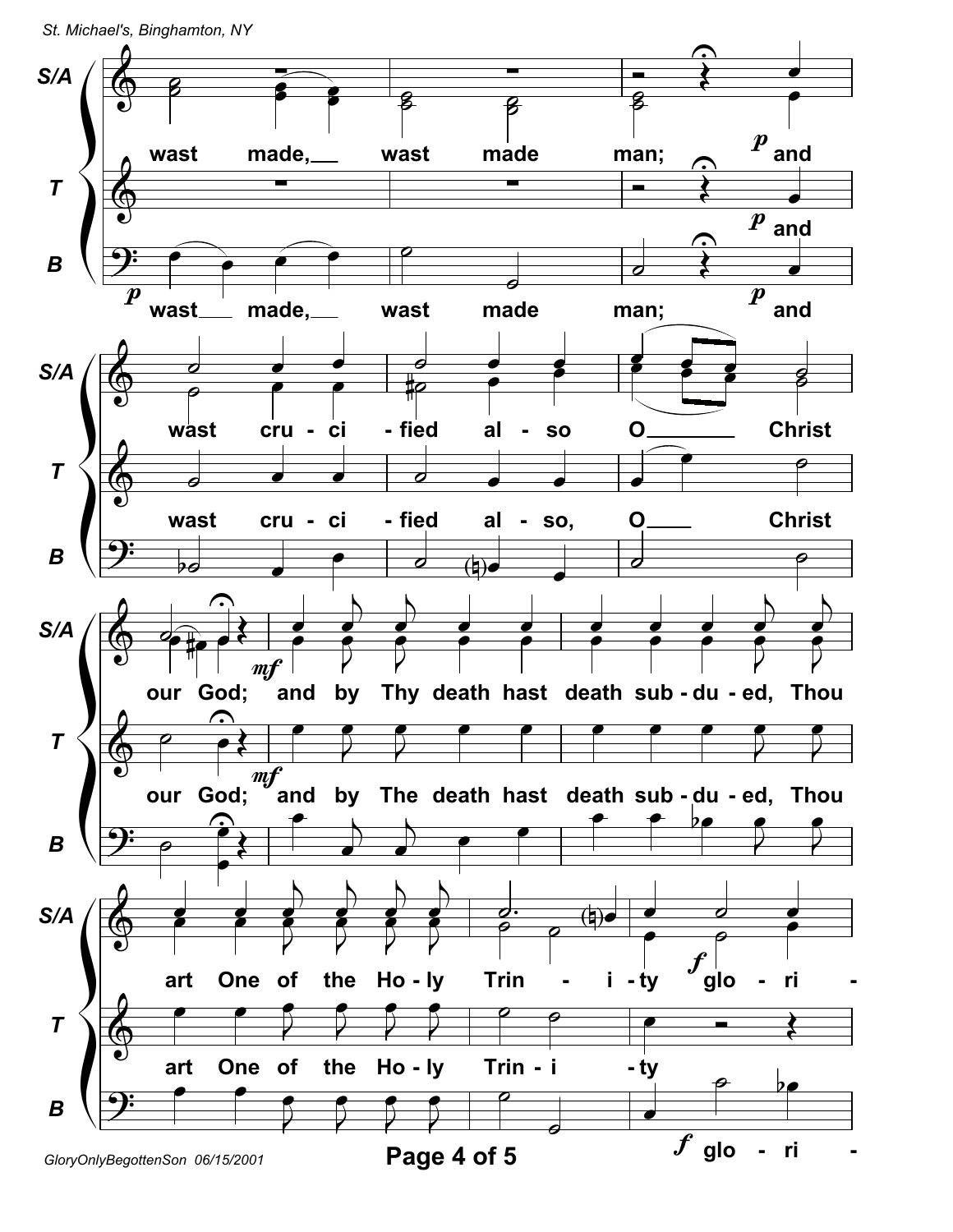S/A: wast made, wast made man; *p* and

T: *p* and

B: *p* wast made, wast made man; *p* and

S/A: wast cru - ci - fied al - so O Christ

T: wast cru - ci - fied al - so, O Christ

S/A: our God; *mf* and by Thy death hast death sub - du - ed, Thou

T: our God; *mf* and by The death hast death sub - du - ed, Thou

S/A: art One of the Ho - ly Trin - i - ty *f* glo - ri -

T: art One of the Ho - ly Trin - i - ty

B: *f* glo - ri -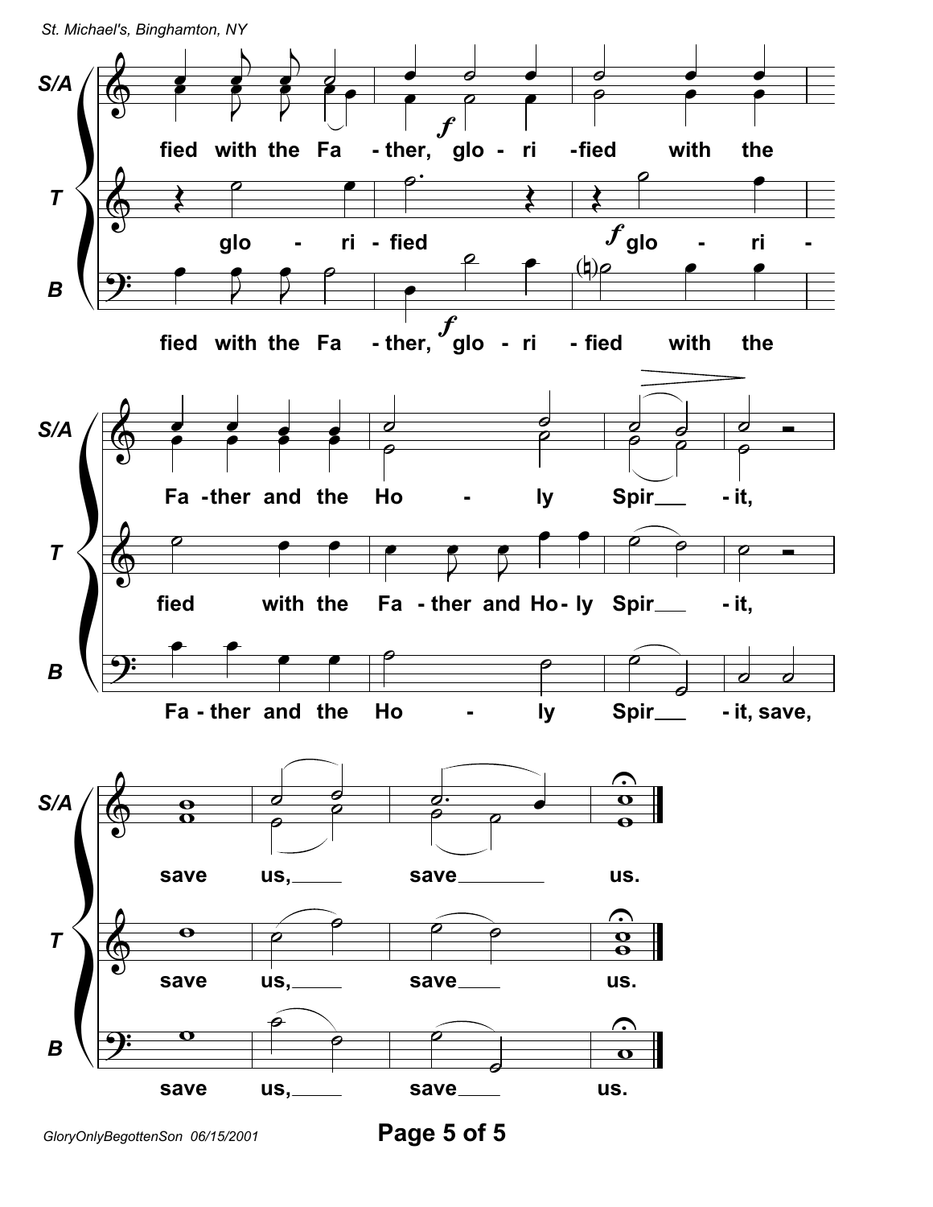S/A
fied with the Fa - ther, *f* glo - ri -fied with the

T
glo - ri - fied *f* glo - ri -

B
fied with the Fa - ther, *f* glo - ri - fied with the

S/A
Fa -ther and the Ho - ly Spir___ - it,

T
fied with the Fa - ther and Ho - ly Spir___ - it,

B
Fa - ther and the Ho - ly Spir___ - it, save,

S/A
save us,____ save_______ us.

T
save us,____ save____ us.

B
save us,____ save____ us.